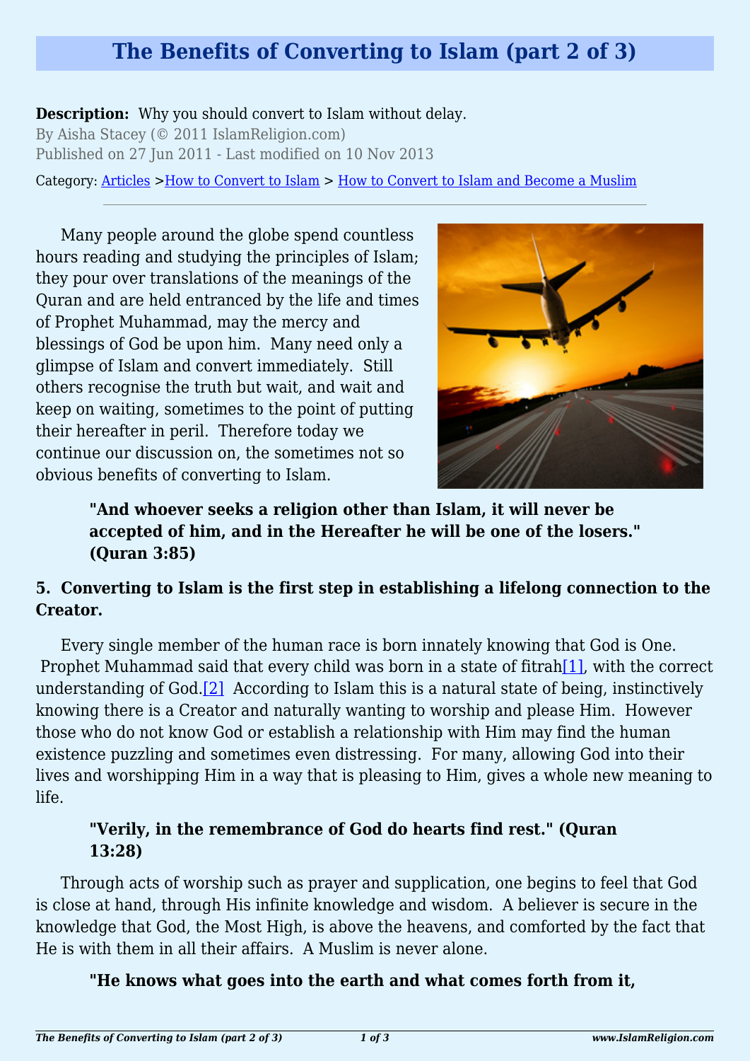# The Benefits of Converting to Islam (part 2 of 3)

**Description:** Why you should convert to Islam without delay.

By Aisha Stacey (© 2011 IslamReligion.com)

Published on 27 Jun 2011 - Last modified on 10 Nov 2013

Category: Articles >How to Convert to Islam > How to Convert to Islam and Become a Muslim

---

Many people around the globe spend countless hours reading and studying the principles of Islam; they pour over translations of the meanings of the Quran and are held entranced by the life and times of Prophet Muhammad, may the mercy and blessings of God be upon him. Many need only a glimpse of Islam and convert immediately. Still others recognise the truth but wait, and wait and keep on waiting, sometimes to the point of putting their hereafter in peril. Therefore today we continue our discussion on, the sometimes not so obvious benefits of converting to Islam.

> **"And whoever seeks a religion other than Islam, it will never be accepted of him, and in the Hereafter he will be one of the losers." (Quran 3:85)**

**5. Converting to Islam is the first step in establishing a lifelong connection to the Creator.**

Every single member of the human race is born innately knowing that God is One. Prophet Muhammad said that every child was born in a state of fitrah[1], with the correct understanding of God.[2] According to Islam this is a natural state of being, instinctively knowing there is a Creator and naturally wanting to worship and please Him. However those who do not know God or establish a relationship with Him may find the human existence puzzling and sometimes even distressing. For many, allowing God into their lives and worshipping Him in a way that is pleasing to Him, gives a whole new meaning to life.

> **"Verily, in the remembrance of God do hearts find rest." (Quran 13:28)**

Through acts of worship such as prayer and supplication, one begins to feel that God is close at hand, through His infinite knowledge and wisdom. A believer is secure in the knowledge that God, the Most High, is above the heavens, and comforted by the fact that He is with them in all their affairs. A Muslim is never alone.

> **"He knows what goes into the earth and what comes forth from it,**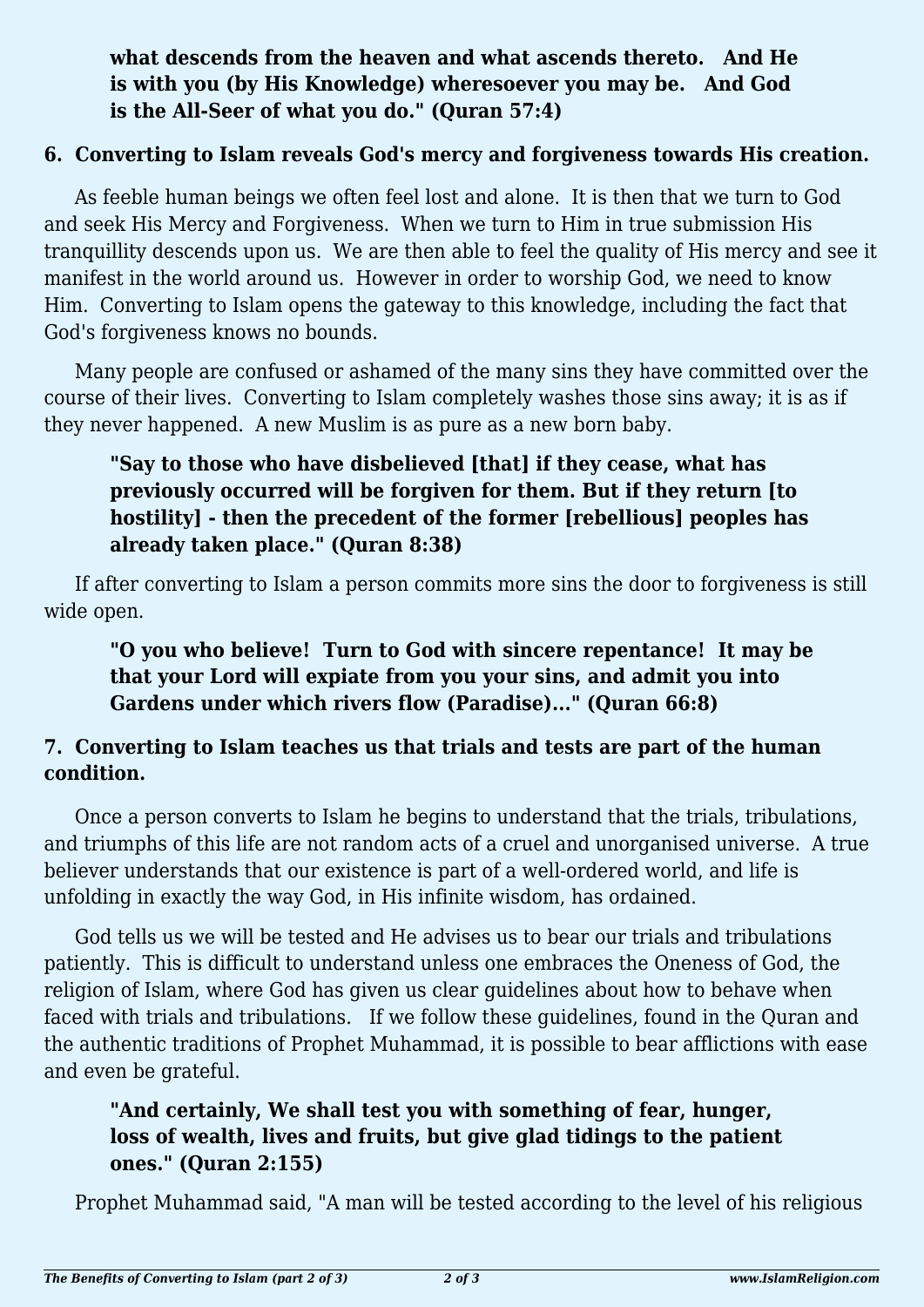**what descends from the heaven and what ascends thereto. And He is with you (by His Knowledge) wheresoever you may be. And God is the All-Seer of what you do." (Quran 57:4)**

### 6. Converting to Islam reveals God's mercy and forgiveness towards His creation.

As feeble human beings we often feel lost and alone. It is then that we turn to God and seek His Mercy and Forgiveness. When we turn to Him in true submission His tranquillity descends upon us. We are then able to feel the quality of His mercy and see it manifest in the world around us. However in order to worship God, we need to know Him. Converting to Islam opens the gateway to this knowledge, including the fact that God's forgiveness knows no bounds.

Many people are confused or ashamed of the many sins they have committed over the course of their lives. Converting to Islam completely washes those sins away; it is as if they never happened. A new Muslim is as pure as a new born baby.

> **"Say to those who have disbelieved [that] if they cease, what has previously occurred will be forgiven for them. But if they return [to hostility] - then the precedent of the former [rebellious] peoples has already taken place." (Quran 8:38)**

If after converting to Islam a person commits more sins the door to forgiveness is still wide open.

> **"O you who believe! Turn to God with sincere repentance! It may be that your Lord will expiate from you your sins, and admit you into Gardens under which rivers flow (Paradise)…" (Quran 66:8)**

### 7. Converting to Islam teaches us that trials and tests are part of the human condition.

Once a person converts to Islam he begins to understand that the trials, tribulations, and triumphs of this life are not random acts of a cruel and unorganised universe. A true believer understands that our existence is part of a well-ordered world, and life is unfolding in exactly the way God, in His infinite wisdom, has ordained.

God tells us we will be tested and He advises us to bear our trials and tribulations patiently. This is difficult to understand unless one embraces the Oneness of God, the religion of Islam, where God has given us clear guidelines about how to behave when faced with trials and tribulations. If we follow these guidelines, found in the Quran and the authentic traditions of Prophet Muhammad, it is possible to bear afflictions with ease and even be grateful.

> **"And certainly, We shall test you with something of fear, hunger, loss of wealth, lives and fruits, but give glad tidings to the patient ones." (Quran 2:155)**

Prophet Muhammad said, "A man will be tested according to the level of his religious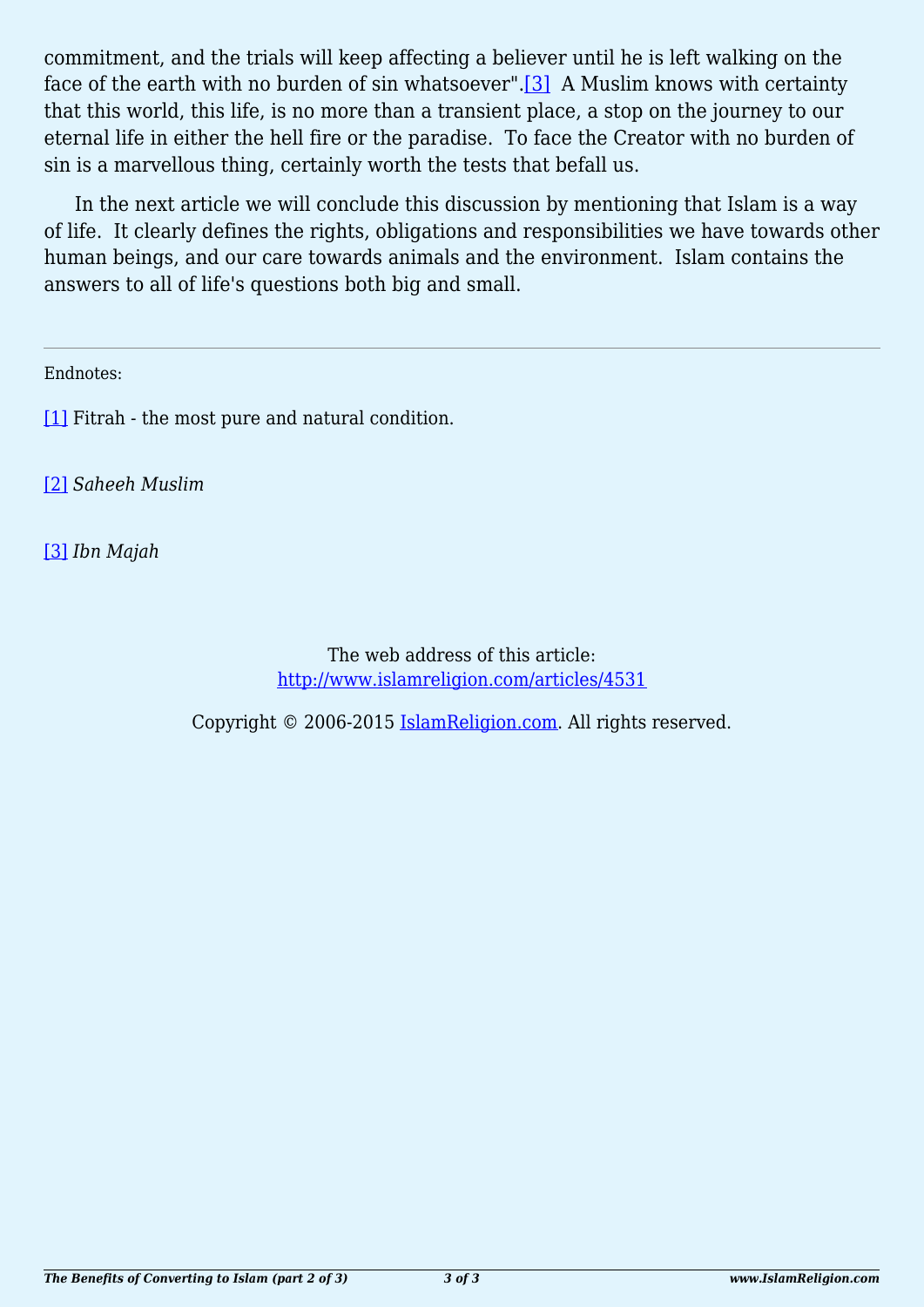commitment, and the trials will keep affecting a believer until he is left walking on the face of the earth with no burden of sin whatsoever".[3]  A Muslim knows with certainty that this world, this life, is no more than a transient place, a stop on the journey to our eternal life in either the hell fire or the paradise.  To face the Creator with no burden of sin is a marvellous thing, certainly worth the tests that befall us.

In the next article we will conclude this discussion by mentioning that Islam is a way of life.  It clearly defines the rights, obligations and responsibilities we have towards other human beings, and our care towards animals and the environment.  Islam contains the answers to all of life's questions both big and small.

---

Endnotes:

[1] Fitrah - the most pure and natural condition.

[2] *Saheeh Muslim*

[3] *Ibn Majah*

The web address of this article:
http://www.islamreligion.com/articles/4531

Copyright © 2006-2015 IslamReligion.com. All rights reserved.